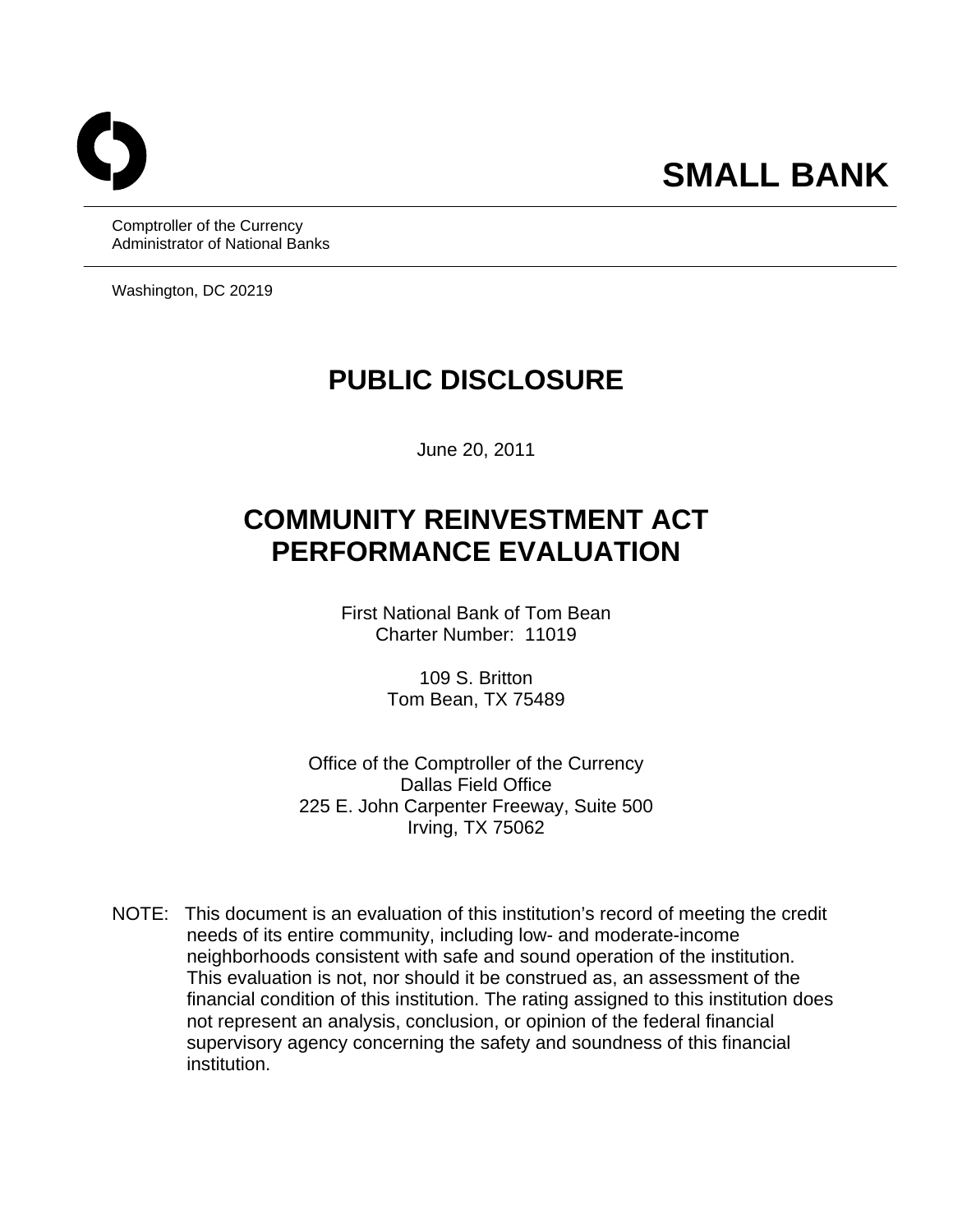# SMALL BANK

Comptroller of the Currency
Administrator of National Banks

Washington, DC 20219

# PUBLIC DISCLOSURE

June 20, 2011

# COMMUNITY REINVESTMENT ACT PERFORMANCE EVALUATION

First National Bank of Tom Bean
Charter Number: 11019

109 S. Britton
Tom Bean, TX 75489

Office of the Comptroller of the Currency
Dallas Field Office
225 E. John Carpenter Freeway, Suite 500
Irving, TX 75062

NOTE: This document is an evaluation of this institution's record of meeting the credit needs of its entire community, including low- and moderate-income neighborhoods consistent with safe and sound operation of the institution. This evaluation is not, nor should it be construed as, an assessment of the financial condition of this institution. The rating assigned to this institution does not represent an analysis, conclusion, or opinion of the federal financial supervisory agency concerning the safety and soundness of this financial institution.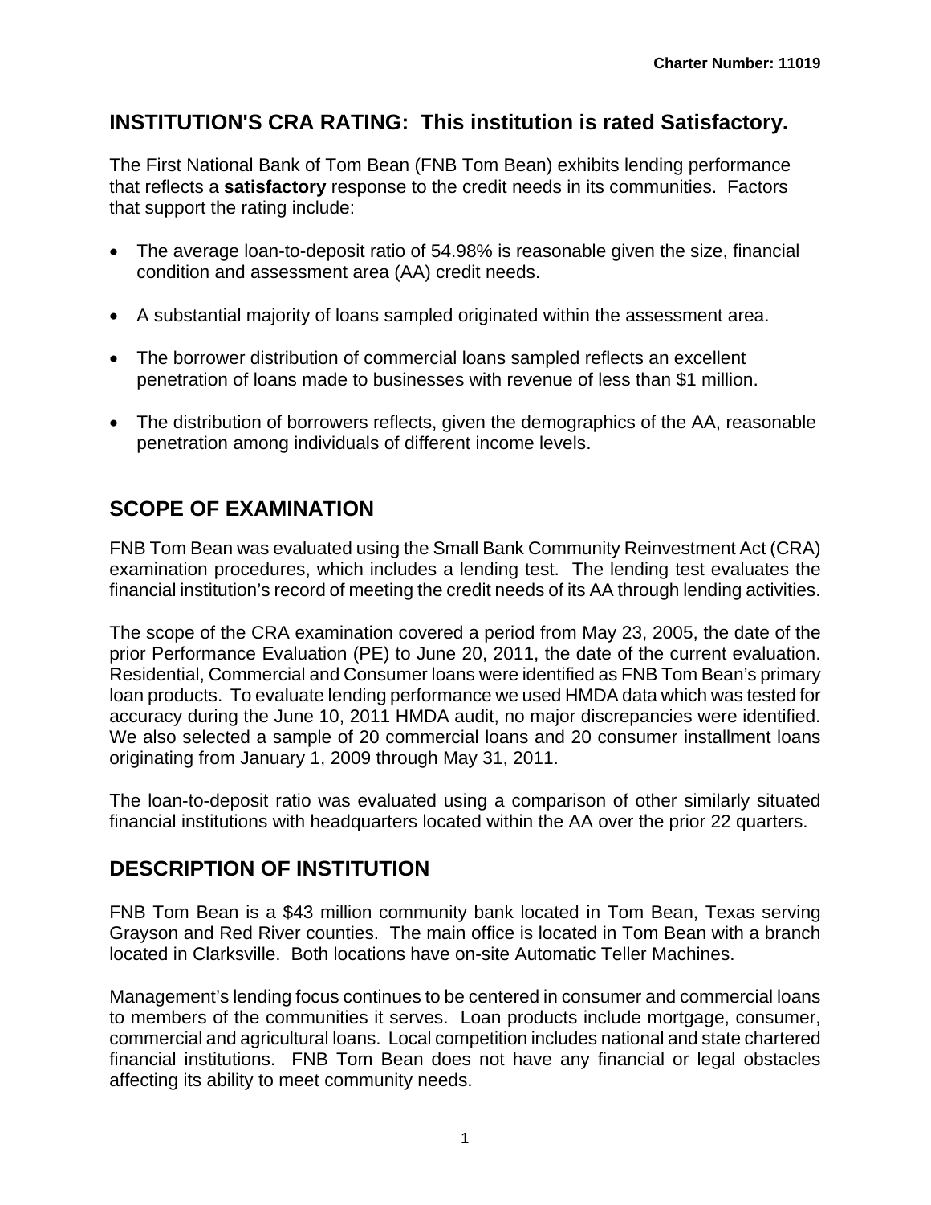## INSTITUTION'S CRA RATING: This institution is rated Satisfactory.

The First National Bank of Tom Bean (FNB Tom Bean) exhibits lending performance that reflects a **satisfactory** response to the credit needs in its communities. Factors that support the rating include:

- The average loan-to-deposit ratio of 54.98% is reasonable given the size, financial condition and assessment area (AA) credit needs.
- A substantial majority of loans sampled originated within the assessment area.
- The borrower distribution of commercial loans sampled reflects an excellent penetration of loans made to businesses with revenue of less than $1 million.
- The distribution of borrowers reflects, given the demographics of the AA, reasonable penetration among individuals of different income levels.

## SCOPE OF EXAMINATION

FNB Tom Bean was evaluated using the Small Bank Community Reinvestment Act (CRA) examination procedures, which includes a lending test. The lending test evaluates the financial institution's record of meeting the credit needs of its AA through lending activities.

The scope of the CRA examination covered a period from May 23, 2005, the date of the prior Performance Evaluation (PE) to June 20, 2011, the date of the current evaluation. Residential, Commercial and Consumer loans were identified as FNB Tom Bean's primary loan products. To evaluate lending performance we used HMDA data which was tested for accuracy during the June 10, 2011 HMDA audit, no major discrepancies were identified. We also selected a sample of 20 commercial loans and 20 consumer installment loans originating from January 1, 2009 through May 31, 2011.

The loan-to-deposit ratio was evaluated using a comparison of other similarly situated financial institutions with headquarters located within the AA over the prior 22 quarters.

## DESCRIPTION OF INSTITUTION

FNB Tom Bean is a $43 million community bank located in Tom Bean, Texas serving Grayson and Red River counties. The main office is located in Tom Bean with a branch located in Clarksville. Both locations have on-site Automatic Teller Machines.

Management's lending focus continues to be centered in consumer and commercial loans to members of the communities it serves. Loan products include mortgage, consumer, commercial and agricultural loans. Local competition includes national and state chartered financial institutions. FNB Tom Bean does not have any financial or legal obstacles affecting its ability to meet community needs.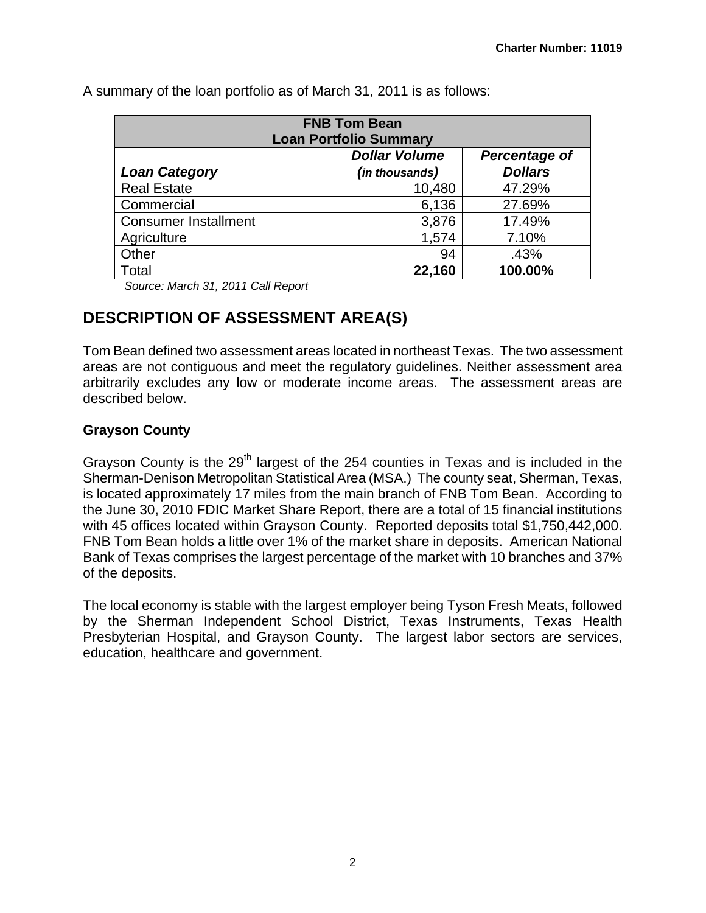A summary of the loan portfolio as of March 31, 2011 is as follows:

| FNB Tom Bean Loan Portfolio Summary | | |
|---|---|---|
| ***Loan Category*** | ***Dollar Volume (in thousands)*** | ***Percentage of Dollars*** |
| Real Estate | 10,480 | 47.29% |
| Commercial | 6,136 | 27.69% |
| Consumer Installment | 3,876 | 17.49% |
| Agriculture | 1,574 | 7.10% |
| Other | 94 | .43% |
| Total | **22,160** | **100.00%** |

*Source: March 31, 2011 Call Report*

## DESCRIPTION OF ASSESSMENT AREA(S)

Tom Bean defined two assessment areas located in northeast Texas. The two assessment areas are not contiguous and meet the regulatory guidelines. Neither assessment area arbitrarily excludes any low or moderate income areas. The assessment areas are described below.

### Grayson County

Grayson County is the 29th largest of the 254 counties in Texas and is included in the Sherman-Denison Metropolitan Statistical Area (MSA.) The county seat, Sherman, Texas, is located approximately 17 miles from the main branch of FNB Tom Bean. According to the June 30, 2010 FDIC Market Share Report, there are a total of 15 financial institutions with 45 offices located within Grayson County. Reported deposits total $1,750,442,000. FNB Tom Bean holds a little over 1% of the market share in deposits. American National Bank of Texas comprises the largest percentage of the market with 10 branches and 37% of the deposits.

The local economy is stable with the largest employer being Tyson Fresh Meats, followed by the Sherman Independent School District, Texas Instruments, Texas Health Presbyterian Hospital, and Grayson County. The largest labor sectors are services, education, healthcare and government.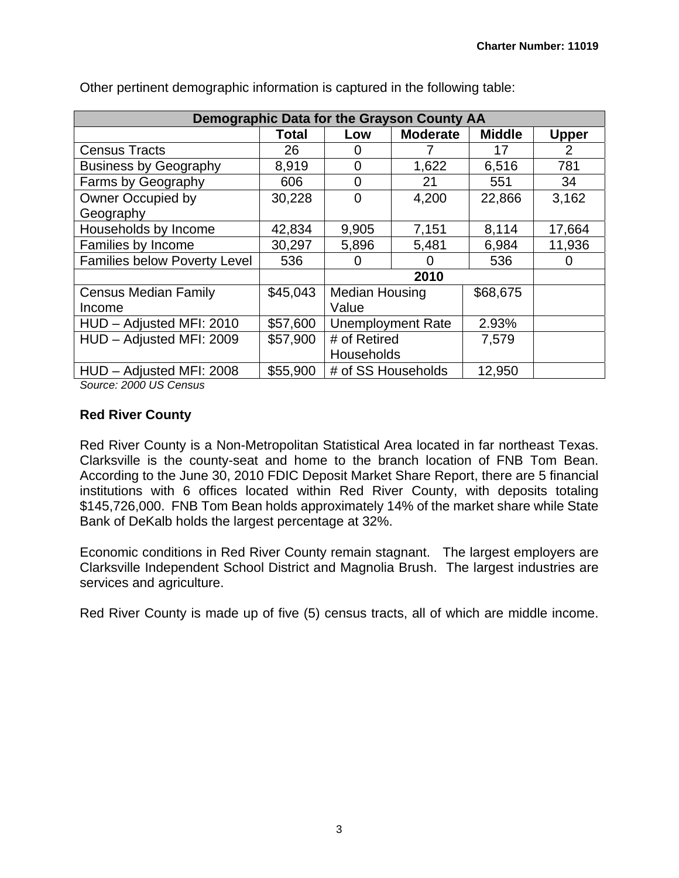Other pertinent demographic information is captured in the following table:

| Demographic Data for the Grayson County AA | | | | | |
|---|---|---|---|---|---|
| | **Total** | **Low** | **Moderate** | **Middle** | **Upper** |
| Census Tracts | 26 | 0 | 7 | 17 | 2 |
| Business by Geography | 8,919 | 0 | 1,622 | 6,516 | 781 |
| Farms by Geography | 606 | 0 | 21 | 551 | 34 |
| Owner Occupied by Geography | 30,228 | 0 | 4,200 | 22,866 | 3,162 |
| Households by Income | 42,834 | 9,905 | 7,151 | 8,114 | 17,664 |
| Families by Income | 30,297 | 5,896 | 5,481 | 6,984 | 11,936 |
| Families below Poverty Level | 536 | 0 | 0 | 536 | 0 |
| | | **2010** | | | |
| Census Median Family Income | $45,043 | Median Housing Value | | $68,675 | |
| HUD – Adjusted MFI: 2010 | $57,600 | Unemployment Rate | | 2.93% | |
| HUD – Adjusted MFI: 2009 | $57,900 | # of Retired Households | | 7,579 | |
| HUD – Adjusted MFI: 2008 | $55,900 | # of SS Households | | 12,950 | |

*Source: 2000 US Census*

**Red River County**

Red River County is a Non-Metropolitan Statistical Area located in far northeast Texas. Clarksville is the county-seat and home to the branch location of FNB Tom Bean. According to the June 30, 2010 FDIC Deposit Market Share Report, there are 5 financial institutions with 6 offices located within Red River County, with deposits totaling $145,726,000. FNB Tom Bean holds approximately 14% of the market share while State Bank of DeKalb holds the largest percentage at 32%.

Economic conditions in Red River County remain stagnant. The largest employers are Clarksville Independent School District and Magnolia Brush. The largest industries are services and agriculture.

Red River County is made up of five (5) census tracts, all of which are middle income.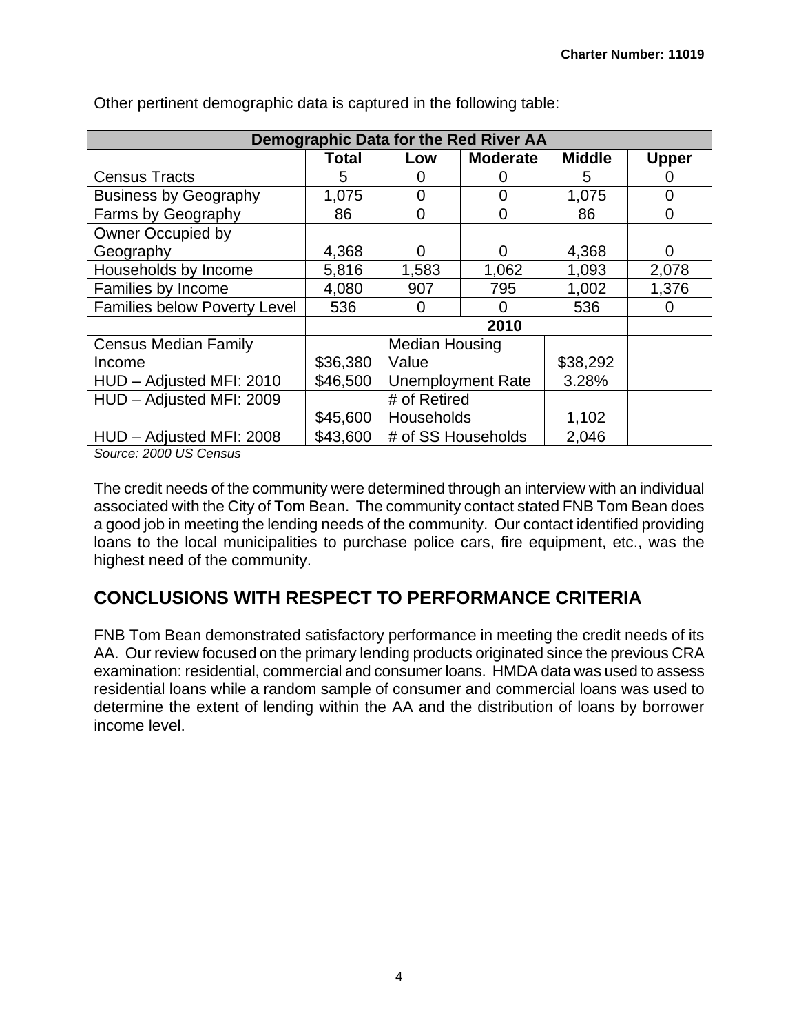Other pertinent demographic data is captured in the following table:

| Demographic Data for the Red River AA | | | | | |
|---|---|---|---|---|---|
| | **Total** | **Low** | **Moderate** | **Middle** | **Upper** |
| Census Tracts | 5 | 0 | 0 | 5 | 0 |
| Business by Geography | 1,075 | 0 | 0 | 1,075 | 0 |
| Farms by Geography | 86 | 0 | 0 | 86 | 0 |
| Owner Occupied by Geography | 4,368 | 0 | 0 | 4,368 | 0 |
| Households by Income | 5,816 | 1,583 | 1,062 | 1,093 | 2,078 |
| Families by Income | 4,080 | 907 | 795 | 1,002 | 1,376 |
| Families below Poverty Level | 536 | 0 | 0 | 536 | 0 |
| | | **2010** | | | |
| Census Median Family Income | $36,380 | Median Housing Value | | $38,292 | |
| HUD – Adjusted MFI: 2010 | $46,500 | Unemployment Rate | | 3.28% | |
| HUD – Adjusted MFI: 2009 | $45,600 | # of Retired Households | | 1,102 | |
| HUD – Adjusted MFI: 2008 | $43,600 | # of SS Households | | 2,046 | |

*Source: 2000 US Census*

The credit needs of the community were determined through an interview with an individual associated with the City of Tom Bean. The community contact stated FNB Tom Bean does a good job in meeting the lending needs of the community. Our contact identified providing loans to the local municipalities to purchase police cars, fire equipment, etc., was the highest need of the community.

## CONCLUSIONS WITH RESPECT TO PERFORMANCE CRITERIA

FNB Tom Bean demonstrated satisfactory performance in meeting the credit needs of its AA. Our review focused on the primary lending products originated since the previous CRA examination: residential, commercial and consumer loans. HMDA data was used to assess residential loans while a random sample of consumer and commercial loans was used to determine the extent of lending within the AA and the distribution of loans by borrower income level.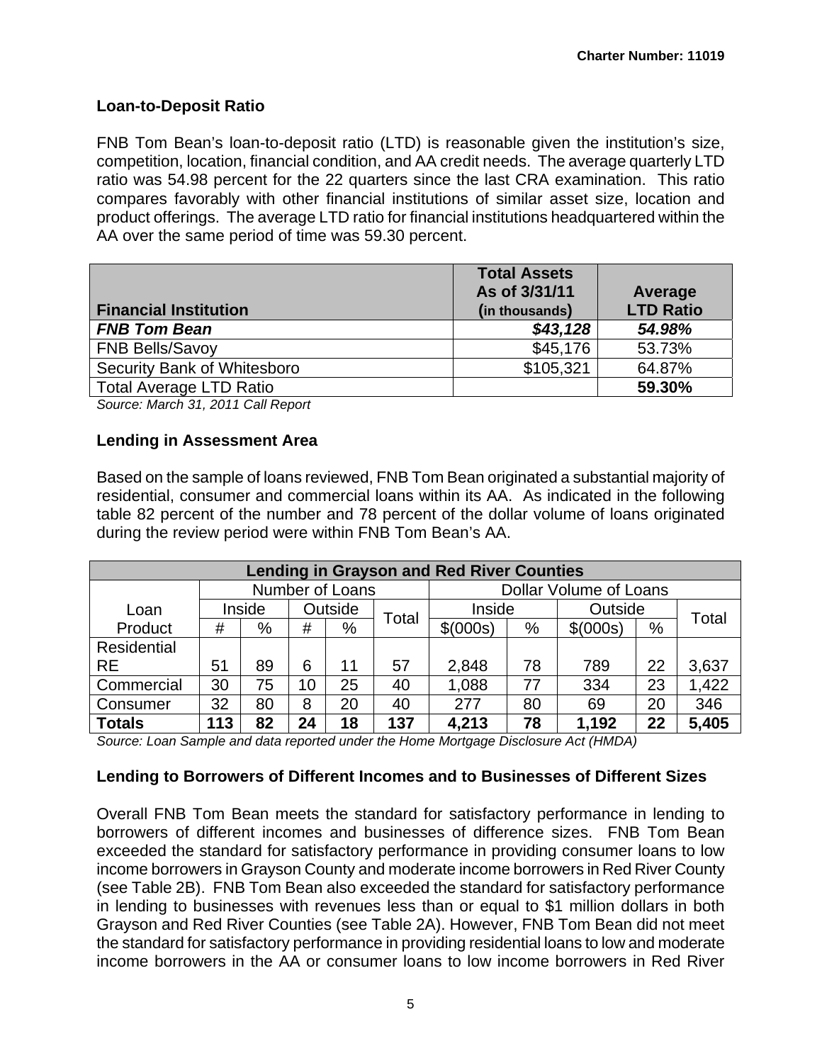## Loan-to-Deposit Ratio

FNB Tom Bean's loan-to-deposit ratio (LTD) is reasonable given the institution's size, competition, location, financial condition, and AA credit needs. The average quarterly LTD ratio was 54.98 percent for the 22 quarters since the last CRA examination. This ratio compares favorably with other financial institutions of similar asset size, location and product offerings. The average LTD ratio for financial institutions headquartered within the AA over the same period of time was 59.30 percent.

| Financial Institution | Total Assets As of 3/31/11 (in thousands) | Average LTD Ratio |
|---|---|---|
| ***FNB Tom Bean*** | ***$43,128*** | ***54.98%*** |
| FNB Bells/Savoy | $45,176 | 53.73% |
| Security Bank of Whitesboro | $105,321 | 64.87% |
| Total Average LTD Ratio | | **59.30%** |

*Source: March 31, 2011 Call Report*

## Lending in Assessment Area

Based on the sample of loans reviewed, FNB Tom Bean originated a substantial majority of residential, consumer and commercial loans within its AA. As indicated in the following table 82 percent of the number and 78 percent of the dollar volume of loans originated during the review period were within FNB Tom Bean's AA.

| Lending in Grayson and Red River Counties | | | | | | | | | | |
|---|---|---|---|---|---|---|---|---|---|---|
| | Number of Loans | | | | | Dollar Volume of Loans | | | | |
| Loan Product | Inside | | Outside | | Total | Inside | | Outside | | Total |
| | # | % | # | % | | $(000s) | % | $(000s) | % | |
| Residential RE | 51 | 89 | 6 | 11 | 57 | 2,848 | 78 | 789 | 22 | 3,637 |
| Commercial | 30 | 75 | 10 | 25 | 40 | 1,088 | 77 | 334 | 23 | 1,422 |
| Consumer | 32 | 80 | 8 | 20 | 40 | 277 | 80 | 69 | 20 | 346 |
| **Totals** | **113** | **82** | **24** | **18** | **137** | **4,213** | **78** | **1,192** | **22** | **5,405** |

*Source: Loan Sample and data reported under the Home Mortgage Disclosure Act (HMDA)*

## Lending to Borrowers of Different Incomes and to Businesses of Different Sizes

Overall FNB Tom Bean meets the standard for satisfactory performance in lending to borrowers of different incomes and businesses of difference sizes. FNB Tom Bean exceeded the standard for satisfactory performance in providing consumer loans to low income borrowers in Grayson County and moderate income borrowers in Red River County (see Table 2B). FNB Tom Bean also exceeded the standard for satisfactory performance in lending to businesses with revenues less than or equal to $1 million dollars in both Grayson and Red River Counties (see Table 2A). However, FNB Tom Bean did not meet the standard for satisfactory performance in providing residential loans to low and moderate income borrowers in the AA or consumer loans to low income borrowers in Red River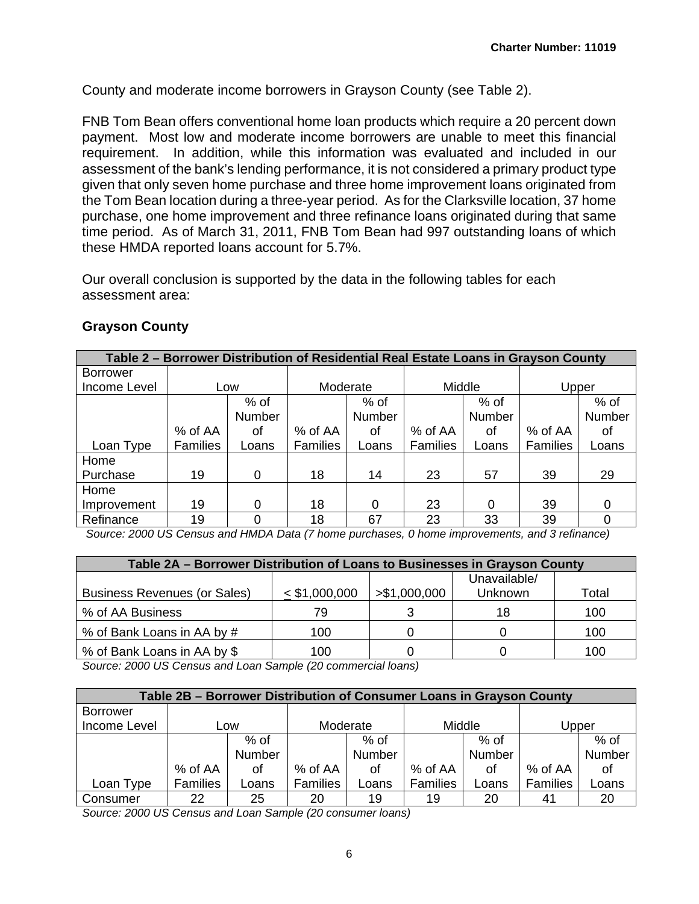County and moderate income borrowers in Grayson County (see Table 2).

FNB Tom Bean offers conventional home loan products which require a 20 percent down payment. Most low and moderate income borrowers are unable to meet this financial requirement. In addition, while this information was evaluated and included in our assessment of the bank's lending performance, it is not considered a primary product type given that only seven home purchase and three home improvement loans originated from the Tom Bean location during a three-year period. As for the Clarksville location, 37 home purchase, one home improvement and three refinance loans originated during that same time period. As of March 31, 2011, FNB Tom Bean had 997 outstanding loans of which these HMDA reported loans account for 5.7%.

Our overall conclusion is supported by the data in the following tables for each assessment area:

### Grayson County

**Table 2 – Borrower Distribution of Residential Real Estate Loans in Grayson County**

| Borrower Income Level | Low | | Moderate | | Middle | | Upper | |
|---|---|---|---|---|---|---|---|---|
| Loan Type | % of AA Families | % of Number of Loans | % of AA Families | % of Number of Loans | % of AA Families | % of Number of Loans | % of AA Families | % of Number of Loans |
| Home Purchase | 19 | 0 | 18 | 14 | 23 | 57 | 39 | 29 |
| Home Improvement | 19 | 0 | 18 | 0 | 23 | 0 | 39 | 0 |
| Refinance | 19 | 0 | 18 | 67 | 23 | 33 | 39 | 0 |

*Source: 2000 US Census and HMDA Data (7 home purchases, 0 home improvements, and 3 refinance)*

**Table 2A – Borrower Distribution of Loans to Businesses in Grayson County**

| Business Revenues (or Sales) | ≤ $1,000,000 | >$1,000,000 | Unavailable/ Unknown | Total |
|---|---|---|---|---|
| % of AA Business | 79 | 3 | 18 | 100 |
| % of Bank Loans in AA by # | 100 | 0 | 0 | 100 |
| % of Bank Loans in AA by $ | 100 | 0 | 0 | 100 |

*Source: 2000 US Census and Loan Sample (20 commercial loans)*

**Table 2B – Borrower Distribution of Consumer Loans in Grayson County**

| Borrower Income Level | Low | | Moderate | | Middle | | Upper | |
|---|---|---|---|---|---|---|---|---|
| Loan Type | % of AA Families | % of Number of Loans | % of AA Families | % of Number of Loans | % of AA Families | % of Number of Loans | % of AA Families | % of Number of Loans |
| Consumer | 22 | 25 | 20 | 19 | 19 | 20 | 41 | 20 |

*Source: 2000 US Census and Loan Sample (20 consumer loans)*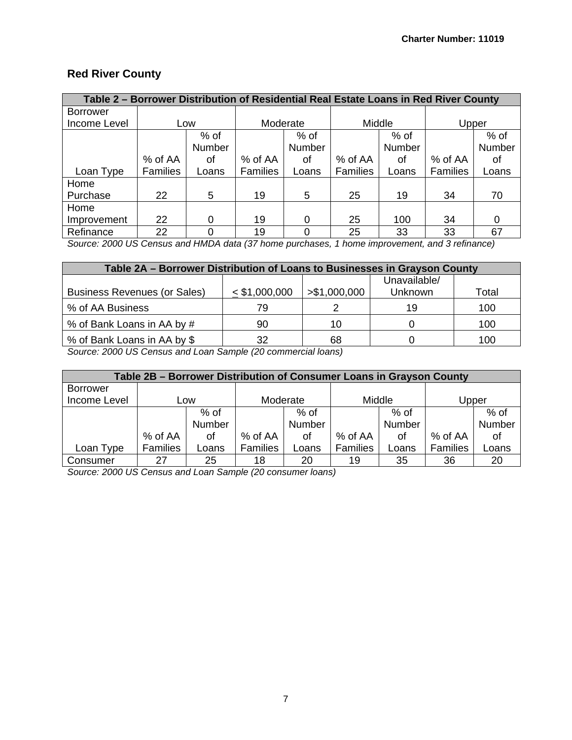## Red River County

| Table 2 – Borrower Distribution of Residential Real Estate Loans in Red River County | | | | | | | | |
|---|---|---|---|---|---|---|---|---|
| Borrower Income Level | Low | | Moderate | | Middle | | Upper | |
| Loan Type | % of AA Families | % of Number of Loans | % of AA Families | % of Number of Loans | % of AA Families | % of Number of Loans | % of AA Families | % of Number of Loans |
| Home Purchase | 22 | 5 | 19 | 5 | 25 | 19 | 34 | 70 |
| Home Improvement | 22 | 0 | 19 | 0 | 25 | 100 | 34 | 0 |
| Refinance | 22 | 0 | 19 | 0 | 25 | 33 | 33 | 67 |

*Source: 2000 US Census and HMDA data (37 home purchases, 1 home improvement, and 3 refinance)*

| Table 2A – Borrower Distribution of Loans to Businesses in Grayson County | | | | |
|---|---|---|---|---|
| Business Revenues (or Sales) | ≤ $1,000,000 | >$1,000,000 | Unavailable/ Unknown | Total |
| % of AA Business | 79 | 2 | 19 | 100 |
| % of Bank Loans in AA by # | 90 | 10 | 0 | 100 |
| % of Bank Loans in AA by $ | 32 | 68 | 0 | 100 |

*Source: 2000 US Census and Loan Sample (20 commercial loans)*

| Table 2B – Borrower Distribution of Consumer Loans in Grayson County | | | | | | | | |
|---|---|---|---|---|---|---|---|---|
| Borrower Income Level | Low | | Moderate | | Middle | | Upper | |
| Loan Type | % of AA Families | % of Number of Loans | % of AA Families | % of Number of Loans | % of AA Families | % of Number of Loans | % of AA Families | % of Number of Loans |
| Consumer | 27 | 25 | 18 | 20 | 19 | 35 | 36 | 20 |

*Source: 2000 US Census and Loan Sample (20 consumer loans)*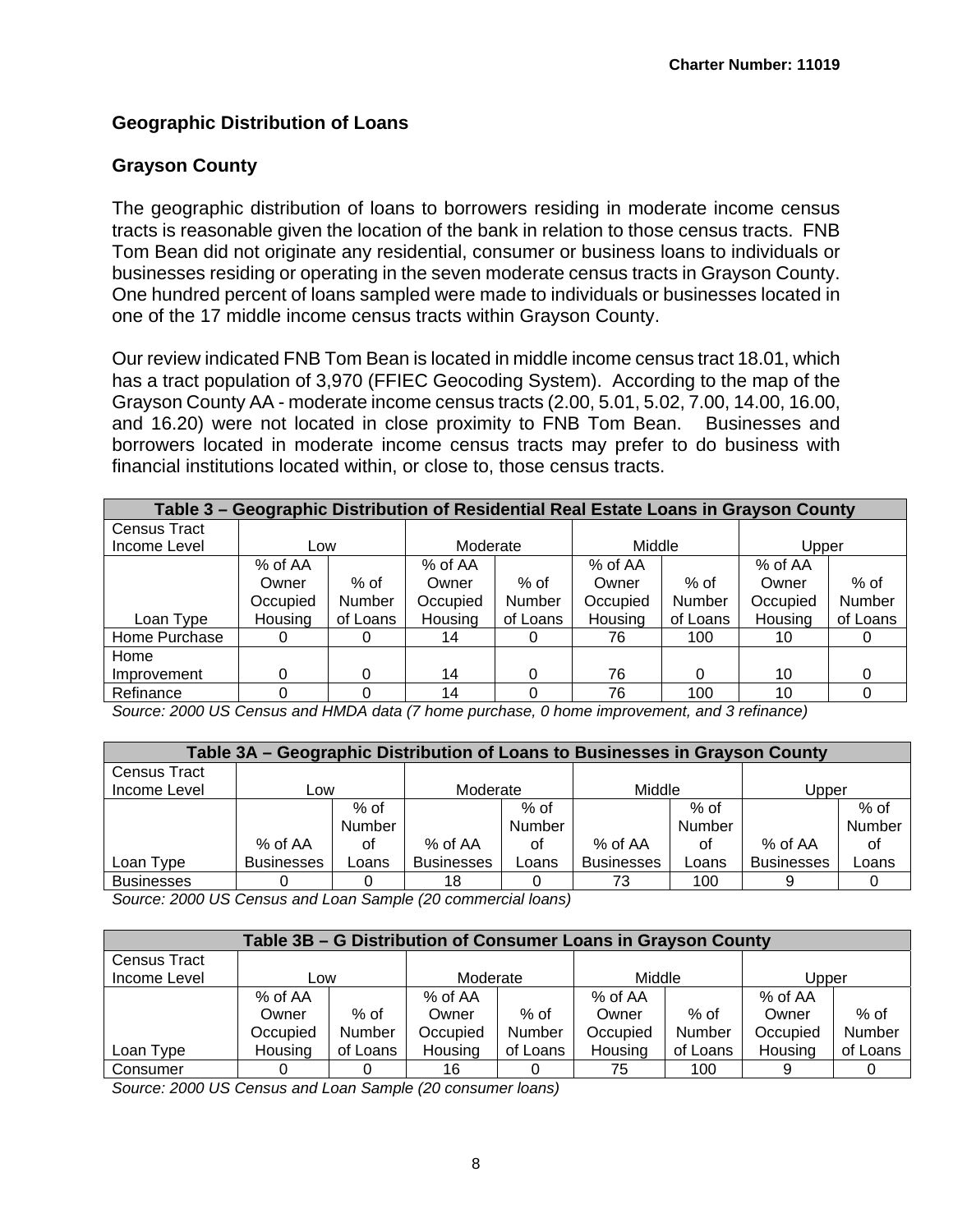## Geographic Distribution of Loans

### Grayson County

The geographic distribution of loans to borrowers residing in moderate income census tracts is reasonable given the location of the bank in relation to those census tracts. FNB Tom Bean did not originate any residential, consumer or business loans to individuals or businesses residing or operating in the seven moderate census tracts in Grayson County. One hundred percent of loans sampled were made to individuals or businesses located in one of the 17 middle income census tracts within Grayson County.

Our review indicated FNB Tom Bean is located in middle income census tract 18.01, which has a tract population of 3,970 (FFIEC Geocoding System). According to the map of the Grayson County AA - moderate income census tracts (2.00, 5.01, 5.02, 7.00, 14.00, 16.00, and 16.20) were not located in close proximity to FNB Tom Bean. Businesses and borrowers located in moderate income census tracts may prefer to do business with financial institutions located within, or close to, those census tracts.

| Table 3 – Geographic Distribution of Residential Real Estate Loans in Grayson County | | | | | | | | |
|---|---|---|---|---|---|---|---|---|
| Census Tract Income Level | Low | | Moderate | | Middle | | Upper | |
| Loan Type | % of AA Owner Occupied Housing | % of Number of Loans | % of AA Owner Occupied Housing | % of Number of Loans | % of AA Owner Occupied Housing | % of Number of Loans | % of AA Owner Occupied Housing | % of Number of Loans |
| Home Purchase | 0 | 0 | 14 | 0 | 76 | 100 | 10 | 0 |
| Home Improvement | 0 | 0 | 14 | 0 | 76 | 0 | 10 | 0 |
| Refinance | 0 | 0 | 14 | 0 | 76 | 100 | 10 | 0 |

*Source: 2000 US Census and HMDA data (7 home purchase, 0 home improvement, and 3 refinance)*

| Table 3A – Geographic Distribution of Loans to Businesses in Grayson County | | | | | | | | |
|---|---|---|---|---|---|---|---|---|
| Census Tract Income Level | Low | | Moderate | | Middle | | Upper | |
| Loan Type | % of AA Businesses | % of Number of Loans | % of AA Businesses | % of Number of Loans | % of AA Businesses | % of Number of Loans | % of AA Businesses | % of Number of Loans |
| Businesses | 0 | 0 | 18 | 0 | 73 | 100 | 9 | 0 |

*Source: 2000 US Census and Loan Sample (20 commercial loans)*

| Table 3B – G Distribution of Consumer Loans in Grayson County | | | | | | | | |
|---|---|---|---|---|---|---|---|---|
| Census Tract Income Level | Low | | Moderate | | Middle | | Upper | |
| Loan Type | % of AA Owner Occupied Housing | % of Number of Loans | % of AA Owner Occupied Housing | % of Number of Loans | % of AA Owner Occupied Housing | % of Number of Loans | % of AA Owner Occupied Housing | % of Number of Loans |
| Consumer | 0 | 0 | 16 | 0 | 75 | 100 | 9 | 0 |

*Source: 2000 US Census and Loan Sample (20 consumer loans)*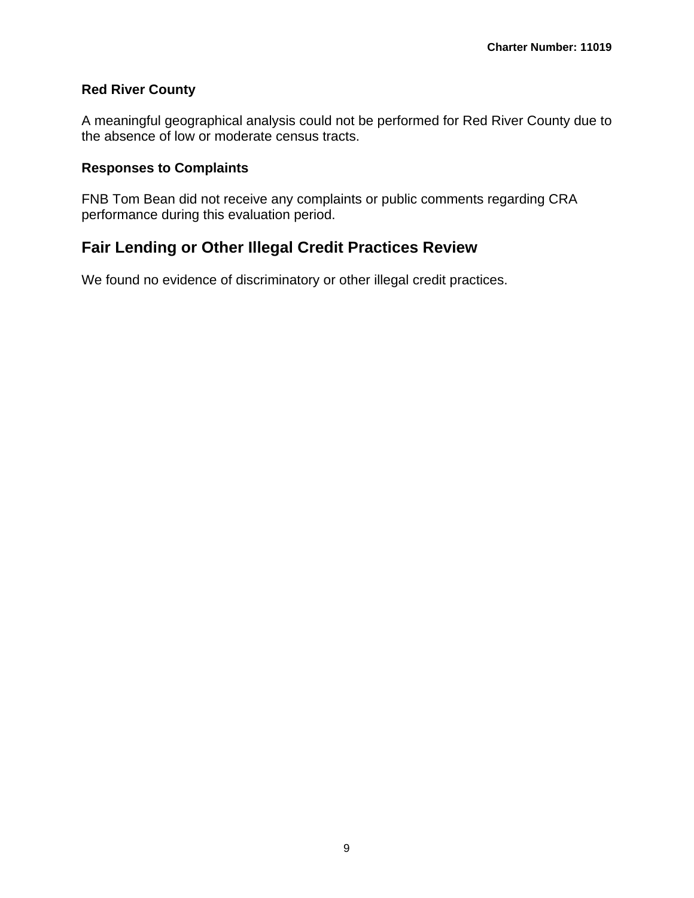### Red River County

A meaningful geographical analysis could not be performed for Red River County due to the absence of low or moderate census tracts.

### Responses to Complaints

FNB Tom Bean did not receive any complaints or public comments regarding CRA performance during this evaluation period.

## Fair Lending or Other Illegal Credit Practices Review

We found no evidence of discriminatory or other illegal credit practices.